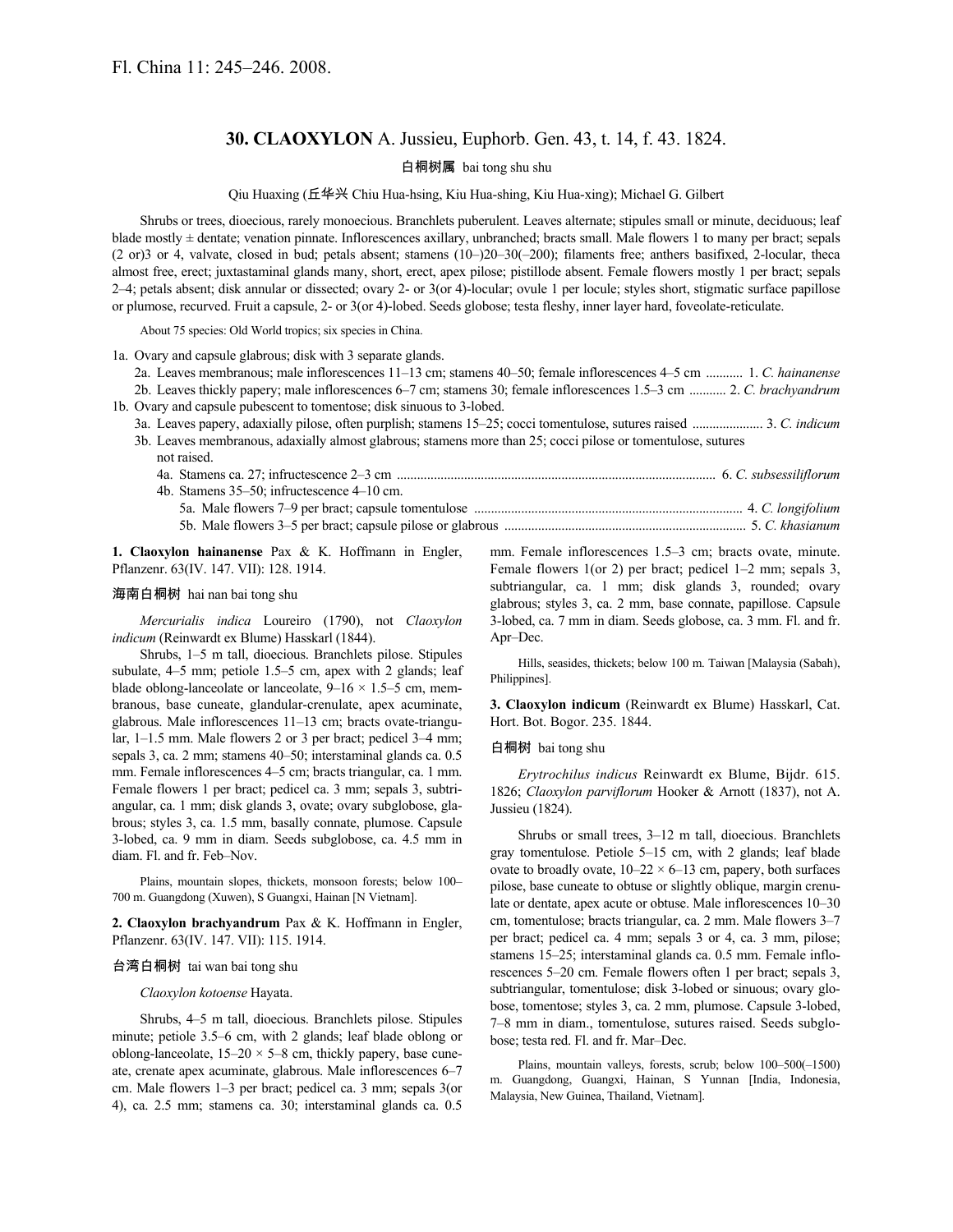Fl. China 11: 245–246. 2008.

# 30. CLAOXYLON A. Jussieu, Euphorb. Gen. 43, t. 14, f. 43. 1824.

白桐树属 bai tong shu shu

Qiu Huaxing (丘华兴 Chiu Hua-hsing, Kiu Hua-shing, Kiu Hua-xing); Michael G. Gilbert

Shrubs or trees, dioecious, rarely monoecious. Branchlets puberulent. Leaves alternate; stipules small or minute, deciduous; leaf blade mostly ± dentate; venation pinnate. Inflorescences axillary, unbranched; bracts small. Male flowers 1 to many per bract; sepals (2 or)3 or 4, valvate, closed in bud; petals absent; stamens (10–)20–30(–200); filaments free; anthers basifixed, 2-locular, theca almost free, erect; juxtastaminal glands many, short, erect, apex pilose; pistillode absent. Female flowers mostly 1 per bract; sepals 2–4; petals absent; disk annular or dissected; ovary 2- or 3(or 4)-locular; ovule 1 per locule; styles short, stigmatic surface papillose or plumose, recurved. Fruit a capsule, 2- or 3(or 4)-lobed. Seeds globose; testa fleshy, inner layer hard, foveolate-reticulate.

About 75 species: Old World tropics; six species in China.

1a. Ovary and capsule glabrous; disk with 3 separate glands.
  2a. Leaves membranous; male inflorescences 11–13 cm; stamens 40–50; female inflorescences 4–5 cm ........... 1. *C. hainanense*
  2b. Leaves thickly papery; male inflorescences 6–7 cm; stamens 30; female inflorescences 1.5–3 cm ........... 2. *C. brachyandrum*
1b. Ovary and capsule pubescent to tomentose; disk sinuous to 3-lobed.
  3a. Leaves papery, adaxially pilose, often purplish; stamens 15–25; cocci tomentulose, sutures raised ..................... 3. *C. indicum*
  3b. Leaves membranous, adaxially almost glabrous; stamens more than 25; cocci pilose or tomentose, sutures not raised.
    4a. Stamens ca. 27; infructescence 2–3 cm .............................................................................................. 6. *C. subsessiliflorum*
    4b. Stamens 35–50; infructescence 4–10 cm.
      5a. Male flowers 7–9 per bract; capsule tomentulose ............................................................................... 4. *C. longifolium*
      5b. Male flowers 3–5 per bract; capsule pilose or glabrous ....................................................................... 5. *C. khasianum*

**1. Claoxylon hainanense** Pax & K. Hoffmann in Engler, Pflanzenr. 63(IV. 147. VII): 128. 1914.

海南白桐树 hai nan bai tong shu

*Mercurialis indica* Loureiro (1790), not *Claoxylon indicum* (Reinwardt ex Blume) Hasskarl (1844).

Shrubs, 1–5 m tall, dioecious. Branchlets pilose. Stipules subulate, 4–5 mm; petiole 1.5–5 cm, apex with 2 glands; leaf blade oblong-lanceolate or lanceolate, 9–16 × 1.5–5 cm, membranous, base cuneate, glandular-crenulate, apex acuminate, glabrous. Male inflorescences 11–13 cm; bracts ovate-triangular, 1–1.5 mm. Male flowers 2 or 3 per bract; pedicel 3–4 mm; sepals 3, ca. 2 mm; stamens 40–50; interstaminal glands ca. 0.5 mm. Female inflorescences 4–5 cm; bracts triangular, ca. 1 mm. Female flowers 1 per bract; pedicel ca. 3 mm; sepals 3, subtriangular, ca. 1 mm; disk glands 3, ovate; ovary subglobose, glabrous; styles 3, ca. 1.5 mm, basally connate, plumose. Capsule 3-lobed, ca. 9 mm in diam. Seeds subglobose, ca. 4.5 mm in diam. Fl. and fr. Feb–Nov.

Plains, mountain slopes, thickets, monsoon forests; below 100–700 m. Guangdong (Xuwen), S Guangxi, Hainan [N Vietnam].

**2. Claoxylon brachyandrum** Pax & K. Hoffmann in Engler, Pflanzenr. 63(IV. 147. VII): 115. 1914.

台湾白桐树 tai wan bai tong shu

*Claoxylon kotoense* Hayata.

Shrubs, 4–5 m tall, dioecious. Branchlets pilose. Stipules minute; petiole 3.5–6 cm, with 2 glands; leaf blade oblong or oblong-lanceolate, 15–20 × 5–8 cm, thickly papery, base cuneate, crenate apex acuminate, glabrous. Male inflorescences 6–7 cm. Male flowers 1–3 per bract; pedicel ca. 3 mm; sepals 3(or 4), ca. 2.5 mm; stamens ca. 30; interstaminal glands ca. 0.5 mm. Female inflorescences 1.5–3 cm; bracts ovate, minute. Female flowers 1(or 2) per bract; pedicel 1–2 mm; sepals 3, subtriangular, ca. 1 mm; disk glands 3, rounded; ovary glabrous; styles 3, ca. 2 mm, base connate, papillose. Capsule 3-lobed, ca. 7 mm in diam. Seeds globose, ca. 3 mm. Fl. and fr. Apr–Dec.

Hills, seasides, thickets; below 100 m. Taiwan [Malaysia (Sabah), Philippines].

**3. Claoxylon indicum** (Reinwardt ex Blume) Hasskarl, Cat. Hort. Bot. Bogor. 235. 1844.

白桐树 bai tong shu

*Erytrochilus indicus* Reinwardt ex Blume, Bijdr. 615. 1826; *Claoxylon parviflorum* Hooker & Arnott (1837), not A. Jussieu (1824).

Shrubs or small trees, 3–12 m tall, dioecious. Branchlets gray tomentulose. Petiole 5–15 cm, with 2 glands; leaf blade ovate to broadly ovate, 10–22 × 6–13 cm, papery, both surfaces pilose, base cuneate to obtuse or slightly oblique, margin crenulate or dentate, apex acute or obtuse. Male inflorescences 10–30 cm, tomentulose; bracts triangular, ca. 2 mm. Male flowers 3–7 per bract; pedicel ca. 4 mm; sepals 3 or 4, ca. 3 mm, pilose; stamens 15–25; interstaminal glands ca. 0.5 mm. Female inflorescences 5–20 cm. Female flowers often 1 per bract; sepals 3, subtriangular, tomentulose; disk 3-lobed or sinuous; ovary globose, tomentose; styles 3, ca. 2 mm, plumose. Capsule 3-lobed, 7–8 mm in diam., tomentulose, sutures raised. Seeds subglobose; testa red. Fl. and fr. Mar–Dec.

Plains, mountain valleys, forests, scrub; below 100–500(–1500) m. Guangdong, Guangxi, Hainan, S Yunnan [India, Indonesia, Malaysia, New Guinea, Thailand, Vietnam].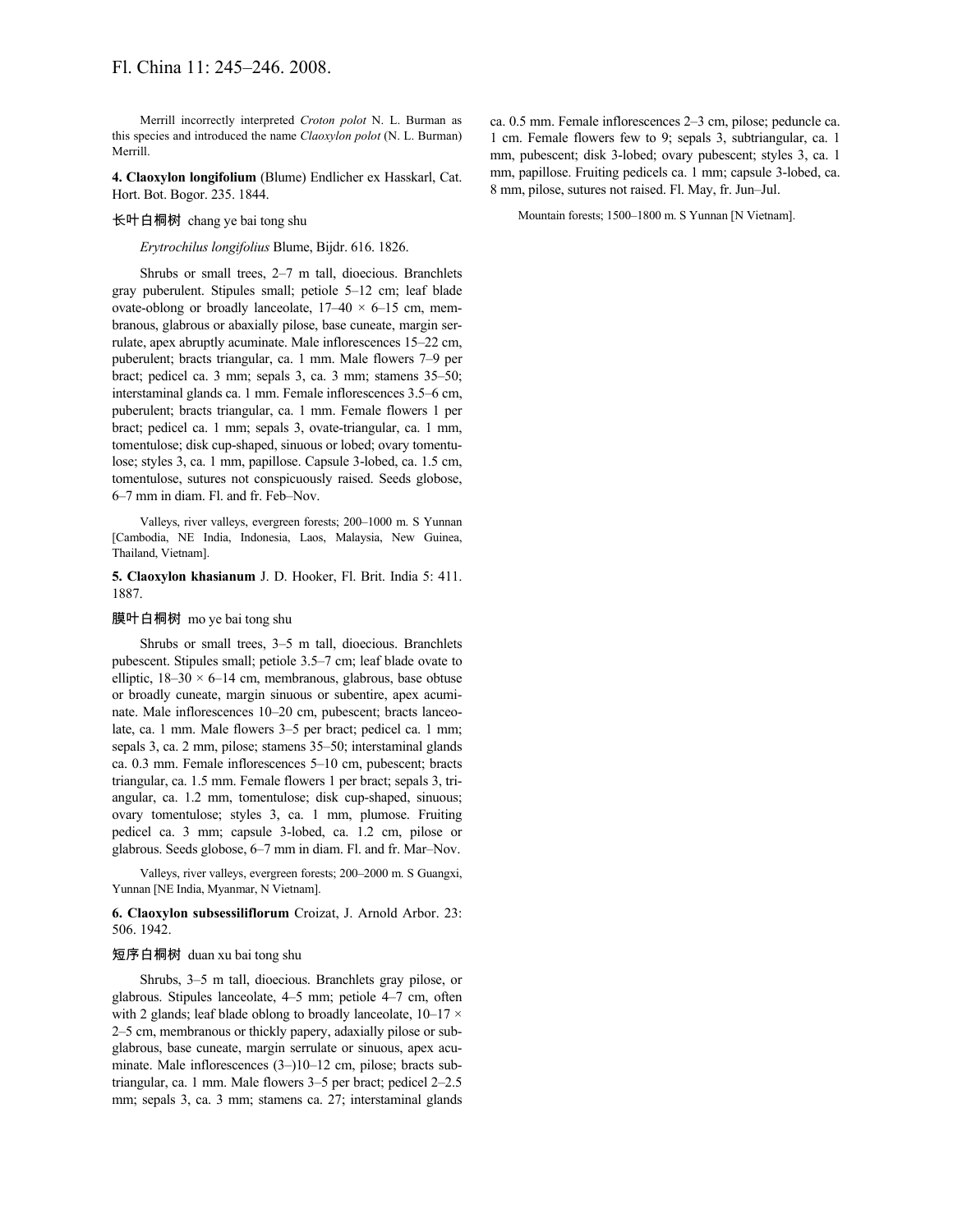Merrill incorrectly interpreted *Croton polot* N. L. Burman as this species and introduced the name *Claoxylon polot* (N. L. Burman) Merrill.

**4. Claoxylon longifolium** (Blume) Endlicher ex Hasskarl, Cat. Hort. Bot. Bogor. 235. 1844.

长叶白桐树 chang ye bai tong shu

*Erytrochilus longifolius* Blume, Bijdr. 616. 1826.

Shrubs or small trees, 2–7 m tall, dioecious. Branchlets gray puberulent. Stipules small; petiole 5–12 cm; leaf blade ovate-oblong or broadly lanceolate, 17–40 × 6–15 cm, membranous, glabrous or abaxially pilose, base cuneate, margin serrulate, apex abruptly acuminate. Male inflorescences 15–22 cm, puberulent; bracts triangular, ca. 1 mm. Male flowers 7–9 per bract; pedicel ca. 3 mm; sepals 3, ca. 3 mm; stamens 35–50; interstaminal glands ca. 1 mm. Female inflorescences 3.5–6 cm, puberulent; bracts triangular, ca. 1 mm. Female flowers 1 per bract; pedicel ca. 1 mm; sepals 3, ovate-triangular, ca. 1 mm, tomentulose; disk cup-shaped, sinuous or lobed; ovary tomentulose; styles 3, ca. 1 mm, papillose. Capsule 3-lobed, ca. 1.5 cm, tomentulose, sutures not conspicuously raised. Seeds globose, 6–7 mm in diam. Fl. and fr. Feb–Nov.

Valleys, river valleys, evergreen forests; 200–1000 m. S Yunnan [Cambodia, NE India, Indonesia, Laos, Malaysia, New Guinea, Thailand, Vietnam].

**5. Claoxylon khasianum** J. D. Hooker, Fl. Brit. India 5: 411. 1887.

膜叶白桐树 mo ye bai tong shu

Shrubs or small trees, 3–5 m tall, dioecious. Branchlets pubescent. Stipules small; petiole 3.5–7 cm; leaf blade ovate to elliptic, 18–30 × 6–14 cm, membranous, glabrous, base obtuse or broadly cuneate, margin sinuous or subentire, apex acuminate. Male inflorescences 10–20 cm, pubescent; bracts lanceolate, ca. 1 mm. Male flowers 3–5 per bract; pedicel ca. 1 mm; sepals 3, ca. 2 mm, pilose; stamens 35–50; interstaminal glands ca. 0.3 mm. Female inflorescences 5–10 cm, pubescent; bracts triangular, ca. 1.5 mm. Female flowers 1 per bract; sepals 3, triangular, ca. 1.2 mm, tomentulose; disk cup-shaped, sinuous; ovary tomentulose; styles 3, ca. 1 mm, plumose. Fruiting pedicel ca. 3 mm; capsule 3-lobed, ca. 1.2 cm, pilose or glabrous. Seeds globose, 6–7 mm in diam. Fl. and fr. Mar–Nov.

Valleys, river valleys, evergreen forests; 200–2000 m. S Guangxi, Yunnan [NE India, Myanmar, N Vietnam].

**6. Claoxylon subsessiliflorum** Croizat, J. Arnold Arbor. 23: 506. 1942.

短序白桐树 duan xu bai tong shu

Shrubs, 3–5 m tall, dioecious. Branchlets gray pilose, or glabrous. Stipules lanceolate, 4–5 mm; petiole 4–7 cm, often with 2 glands; leaf blade oblong to broadly lanceolate, 10–17 × 2–5 cm, membranous or thickly papery, adaxially pilose or subglabrous, base cuneate, margin serrulate or sinuous, apex acuminate. Male inflorescences (3–)10–12 cm, pilose; bracts subtriangular, ca. 1 mm. Male flowers 3–5 per bract; pedicel 2–2.5 mm; sepals 3, ca. 3 mm; stamens ca. 27; interstaminal glands ca. 0.5 mm. Female inflorescences 2–3 cm, pilose; peduncle ca. 1 cm. Female flowers few to 9; sepals 3, subtriangular, ca. 1 mm, pubescent; disk 3-lobed; ovary pubescent; styles 3, ca. 1 mm, papillose. Fruiting pedicels ca. 1 mm; capsule 3-lobed, ca. 8 mm, pilose, sutures not raised. Fl. May, fr. Jun–Jul.

Mountain forests; 1500–1800 m. S Yunnan [N Vietnam].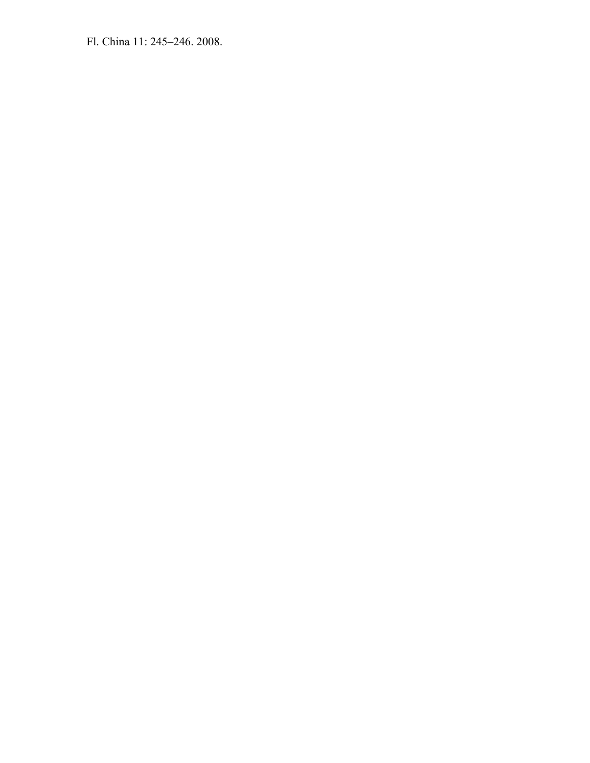Fl. China 11: 245–246. 2008.